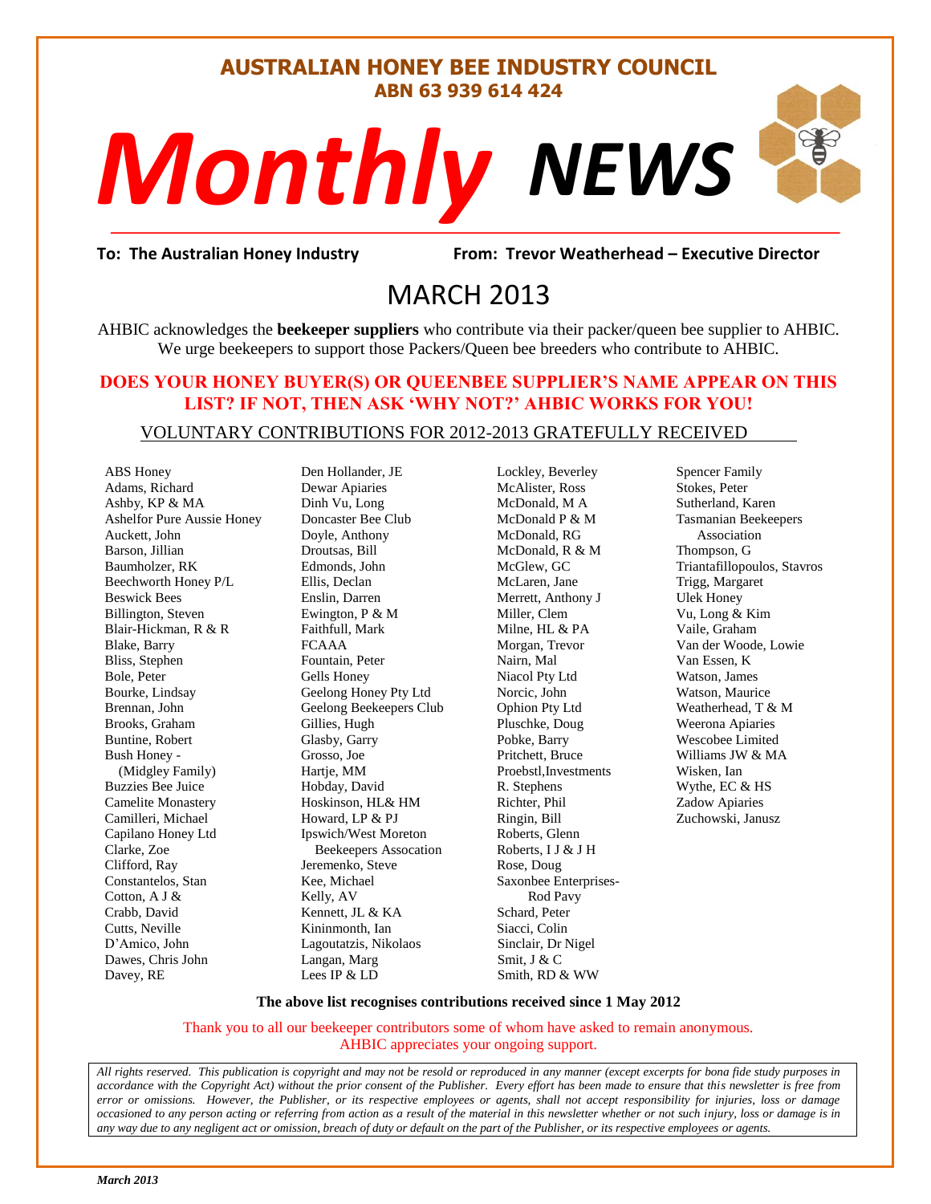# AUSTRALIAN HONEY BEE INDUSTRY COUNCIL

**ABN 63 939 614 424**

# *Monthly NEWS*

**To: The Australian Honey Industry** **From: Trevor Weatherhead – Executive Director**

## MARCH 2013

AHBIC acknowledges the **beekeeper suppliers** who contribute via their packer/queen bee supplier to AHBIC. We urge beekeepers to support those Packers/Queen bee breeders who contribute to AHBIC.

**DOES YOUR HONEY BUYER(S) OR QUEENBEE SUPPLIER'S NAME APPEAR ON THIS LIST? IF NOT, THEN ASK 'WHY NOT?' AHBIC WORKS FOR YOU!**

VOLUNTARY CONTRIBUTIONS FOR 2012-2013 GRATEFULLY RECEIVED

ABS Honey
Adams, Richard
Ashby, KP & MA
Ashelfor Pure Aussie Honey
Auckett, John
Barson, Jillian
Baumholzer, RK
Beechworth Honey P/L
Beswick Bees
Billington, Steven
Blair-Hickman, R & R
Blake, Barry
Bliss, Stephen
Bole, Peter
Bourke, Lindsay
Brennan, John
Brooks, Graham
Buntine, Robert
Bush Honey - (Midgley Family)
Buzzies Bee Juice
Camelite Monastery
Camilleri, Michael
Capilano Honey Ltd
Clarke, Zoe
Clifford, Ray
Constantelos, Stan
Cotton, A J &
Crabb, David
Cutts, Neville
D'Amico, John
Dawes, Chris John
Davey, RE
Den Hollander, JE
Dewar Apiaries
Dinh Vu, Long
Doncaster Bee Club
Doyle, Anthony
Droutsas, Bill
Edmonds, John
Ellis, Declan
Enslin, Darren
Ewington, P & M
Faithfull, Mark
FCAAA
Fountain, Peter
Gells Honey
Geelong Honey Pty Ltd
Geelong Beekeepers Club
Gillies, Hugh
Glasby, Garry
Grosso, Joe
Hartje, MM
Hobday, David
Hoskinson, HL& HM
Howard, LP & PJ
Ipswich/West Moreton Beekeepers Assocation
Jeremenko, Steve
Kee, Michael
Kelly, AV
Kennett, JL & KA
Kininmonth, Ian
Lagoutatzis, Nikolaos
Langan, Marg
Lees IP & LD
Lockley, Beverley
McAlister, Ross
McDonald, M A
McDonald P & M
McDonald, RG
McDonald, R & M
McGlew, GC
McLaren, Jane
Merrett, Anthony J
Miller, Clem
Milne, HL & PA
Morgan, Trevor
Nairn, Mal
Niacol Pty Ltd
Norcic, John
Ophion Pty Ltd
Pluschke, Doug
Pobke, Barry
Pritchett, Bruce
Proebstl,Investments
R. Stephens
Richter, Phil
Ringin, Bill
Roberts, Glenn
Roberts, I J & J H
Rose, Doug
Saxonbee Enterprises- Rod Pavy
Schard, Peter
Siacci, Colin
Sinclair, Dr Nigel
Smit, J & C
Smith, RD & WW
Spencer Family
Stokes, Peter
Sutherland, Karen
Tasmanian Beekeepers Association
Thompson, G
Triantafillopoulos, Stavros
Trigg, Margaret
Ulek Honey
Vu, Long & Kim
Vaile, Graham
Van der Woode, Lowie
Van Essen, K
Watson, James
Watson, Maurice
Weatherhead, T & M
Weerona Apiaries
Wescobee Limited
Williams JW & MA
Wisken, Ian
Wythe, EC & HS
Zadow Apiaries
Zuchowski, Janusz

**The above list recognises contributions received since 1 May 2012**

Thank you to all our beekeeper contributors some of whom have asked to remain anonymous. AHBIC appreciates your ongoing support.

*All rights reserved. This publication is copyright and may not be resold or reproduced in any manner (except excerpts for bona fide study purposes in accordance with the Copyright Act) without the prior consent of the Publisher. Every effort has been made to ensure that this newsletter is free from error or omissions. However, the Publisher, or its respective employees or agents, shall not accept responsibility for injuries, loss or damage occasioned to any person acting or referring from action as a result of the material in this newsletter whether or not such injury, loss or damage is in any way due to any negligent act or omission, breach of duty or default on the part of the Publisher, or its respective employees or agents.*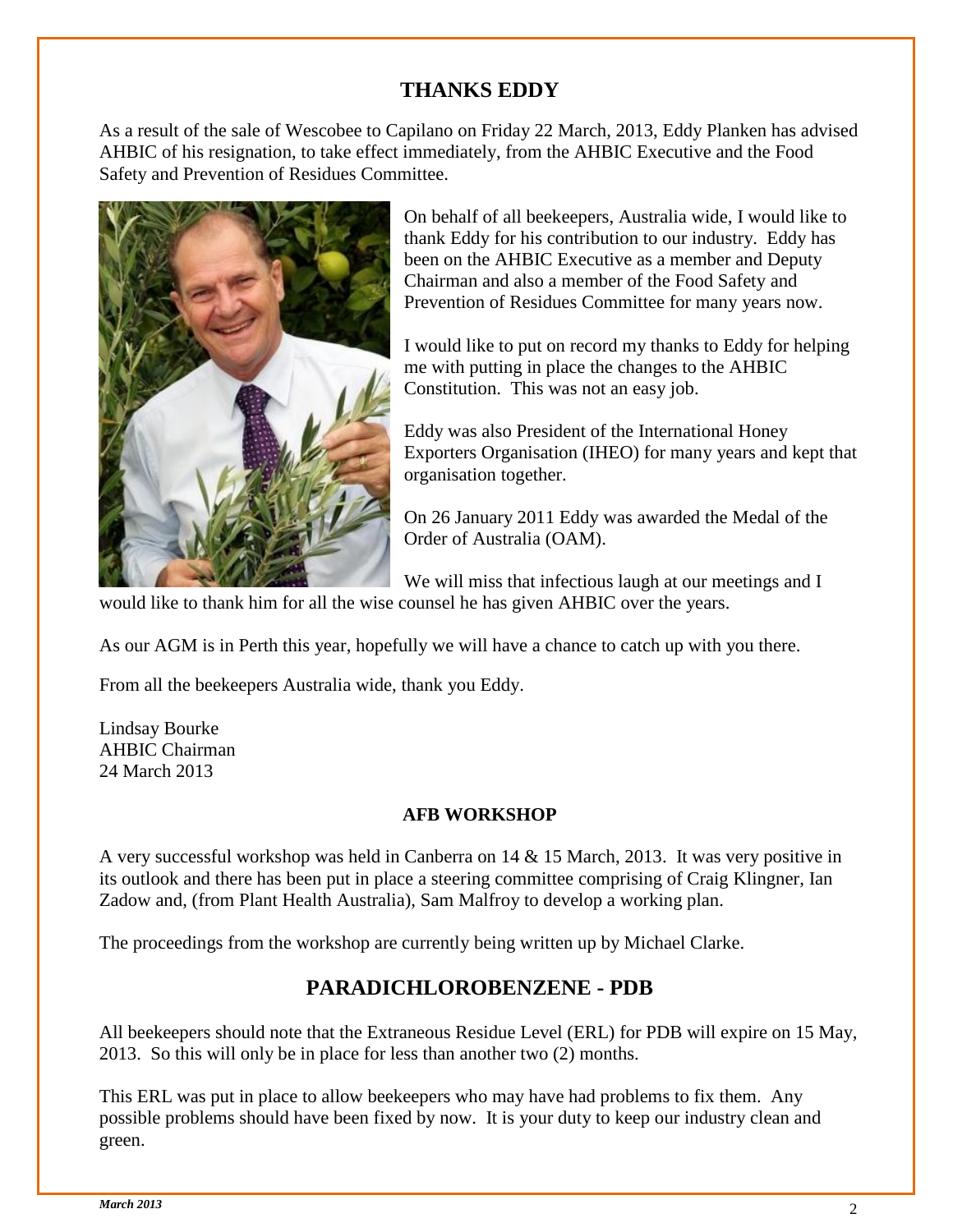## THANKS EDDY

As a result of the sale of Wescobee to Capilano on Friday 22 March, 2013, Eddy Planken has advised AHBIC of his resignation, to take effect immediately, from the AHBIC Executive and the Food Safety and Prevention of Residues Committee.

On behalf of all beekeepers, Australia wide, I would like to thank Eddy for his contribution to our industry. Eddy has been on the AHBIC Executive as a member and Deputy Chairman and also a member of the Food Safety and Prevention of Residues Committee for many years now.

I would like to put on record my thanks to Eddy for helping me with putting in place the changes to the AHBIC Constitution. This was not an easy job.

Eddy was also President of the International Honey Exporters Organisation (IHEO) for many years and kept that organisation together.

On 26 January 2011 Eddy was awarded the Medal of the Order of Australia (OAM).

We will miss that infectious laugh at our meetings and I would like to thank him for all the wise counsel he has given AHBIC over the years.

As our AGM is in Perth this year, hopefully we will have a chance to catch up with you there.

From all the beekeepers Australia wide, thank you Eddy.

Lindsay Bourke
AHBIC Chairman
24 March 2013

### AFB WORKSHOP

A very successful workshop was held in Canberra on 14 & 15 March, 2013. It was very positive in its outlook and there has been put in place a steering committee comprising of Craig Klingner, Ian Zadow and, (from Plant Health Australia), Sam Malfroy to develop a working plan.

The proceedings from the workshop are currently being written up by Michael Clarke.

## PARADICHLOROBENZENE - PDB

All beekeepers should note that the Extraneous Residue Level (ERL) for PDB will expire on 15 May, 2013. So this will only be in place for less than another two (2) months.

This ERL was put in place to allow beekeepers who may have had problems to fix them. Any possible problems should have been fixed by now. It is your duty to keep our industry clean and green.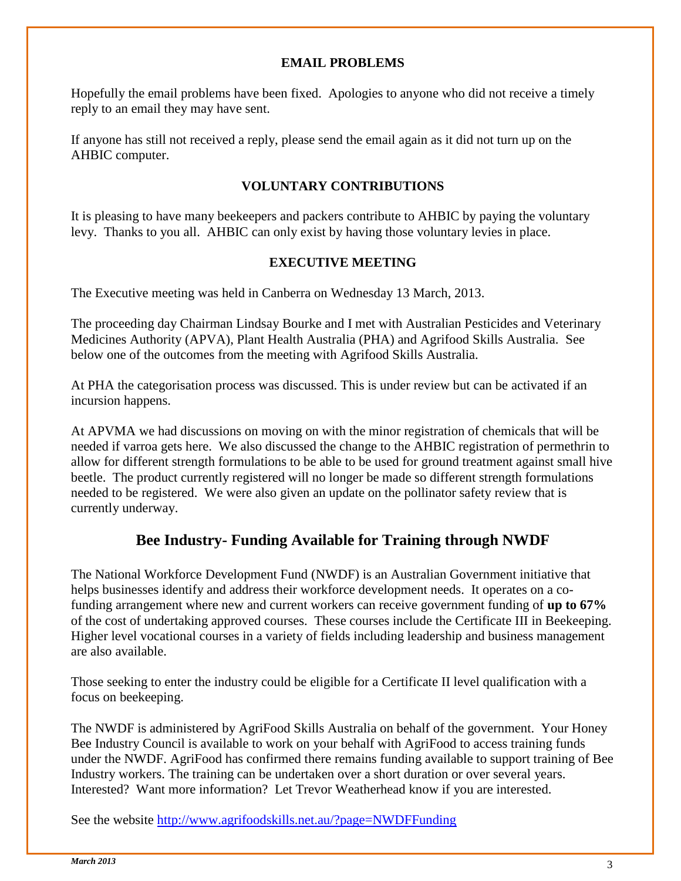## EMAIL PROBLEMS

Hopefully the email problems have been fixed. Apologies to anyone who did not receive a timely reply to an email they may have sent.

If anyone has still not received a reply, please send the email again as it did not turn up on the AHBIC computer.

## VOLUNTARY CONTRIBUTIONS

It is pleasing to have many beekeepers and packers contribute to AHBIC by paying the voluntary levy. Thanks to you all. AHBIC can only exist by having those voluntary levies in place.

## EXECUTIVE MEETING

The Executive meeting was held in Canberra on Wednesday 13 March, 2013.

The proceeding day Chairman Lindsay Bourke and I met with Australian Pesticides and Veterinary Medicines Authority (APVA), Plant Health Australia (PHA) and Agrifood Skills Australia. See below one of the outcomes from the meeting with Agrifood Skills Australia.

At PHA the categorisation process was discussed. This is under review but can be activated if an incursion happens.

At APVMA we had discussions on moving on with the minor registration of chemicals that will be needed if varroa gets here. We also discussed the change to the AHBIC registration of permethrin to allow for different strength formulations to be able to be used for ground treatment against small hive beetle. The product currently registered will no longer be made so different strength formulations needed to be registered. We were also given an update on the pollinator safety review that is currently underway.

## Bee Industry- Funding Available for Training through NWDF

The National Workforce Development Fund (NWDF) is an Australian Government initiative that helps businesses identify and address their workforce development needs. It operates on a co-funding arrangement where new and current workers can receive government funding of **up to 67%** of the cost of undertaking approved courses. These courses include the Certificate III in Beekeeping. Higher level vocational courses in a variety of fields including leadership and business management are also available.

Those seeking to enter the industry could be eligible for a Certificate II level qualification with a focus on beekeeping.

The NWDF is administered by AgriFood Skills Australia on behalf of the government. Your Honey Bee Industry Council is available to work on your behalf with AgriFood to access training funds under the NWDF. AgriFood has confirmed there remains funding available to support training of Bee Industry workers. The training can be undertaken over a short duration or over several years. Interested? Want more information? Let Trevor Weatherhead know if you are interested.

See the website http://www.agrifoodskills.net.au/?page=NWDFFunding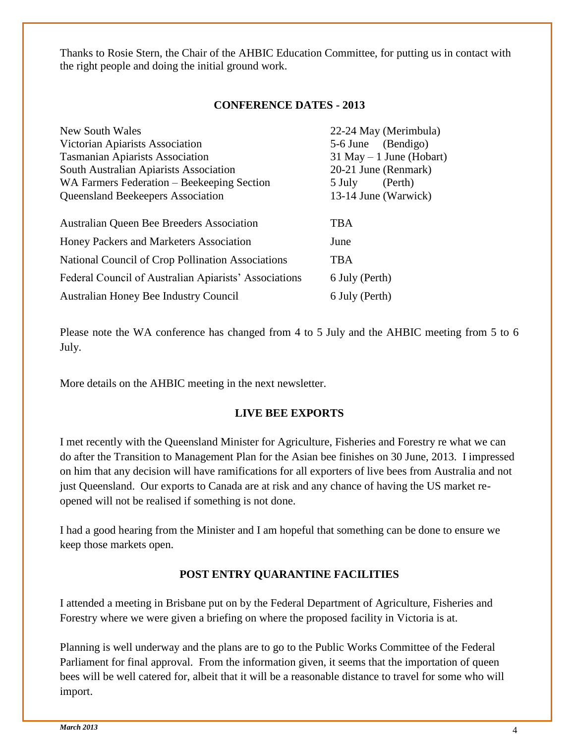Thanks to Rosie Stern, the Chair of the AHBIC Education Committee, for putting us in contact with the right people and doing the initial ground work.

## CONFERENCE DATES - 2013

| | |
|---|---|
| New South Wales | 22-24 May (Merimbula) |
| Victorian Apiarists Association | 5-6 June (Bendigo) |
| Tasmanian Apiarists Association | 31 May – 1 June (Hobart) |
| South Australian Apiarists Association | 20-21 June (Renmark) |
| WA Farmers Federation – Beekeeping Section | 5 July (Perth) |
| Queensland Beekeepers Association | 13-14 June (Warwick) |
| Australian Queen Bee Breeders Association | TBA |
| Honey Packers and Marketers Association | June |
| National Council of Crop Pollination Associations | TBA |
| Federal Council of Australian Apiarists' Associations | 6 July (Perth) |
| Australian Honey Bee Industry Council | 6 July (Perth) |

Please note the WA conference has changed from 4 to 5 July and the AHBIC meeting from 5 to 6 July.

More details on the AHBIC meeting in the next newsletter.

## LIVE BEE EXPORTS

I met recently with the Queensland Minister for Agriculture, Fisheries and Forestry re what we can do after the Transition to Management Plan for the Asian bee finishes on 30 June, 2013. I impressed on him that any decision will have ramifications for all exporters of live bees from Australia and not just Queensland. Our exports to Canada are at risk and any chance of having the US market re-opened will not be realised if something is not done.

I had a good hearing from the Minister and I am hopeful that something can be done to ensure we keep those markets open.

## POST ENTRY QUARANTINE FACILITIES

I attended a meeting in Brisbane put on by the Federal Department of Agriculture, Fisheries and Forestry where we were given a briefing on where the proposed facility in Victoria is at.

Planning is well underway and the plans are to go to the Public Works Committee of the Federal Parliament for final approval. From the information given, it seems that the importation of queen bees will be well catered for, albeit that it will be a reasonable distance to travel for some who will import.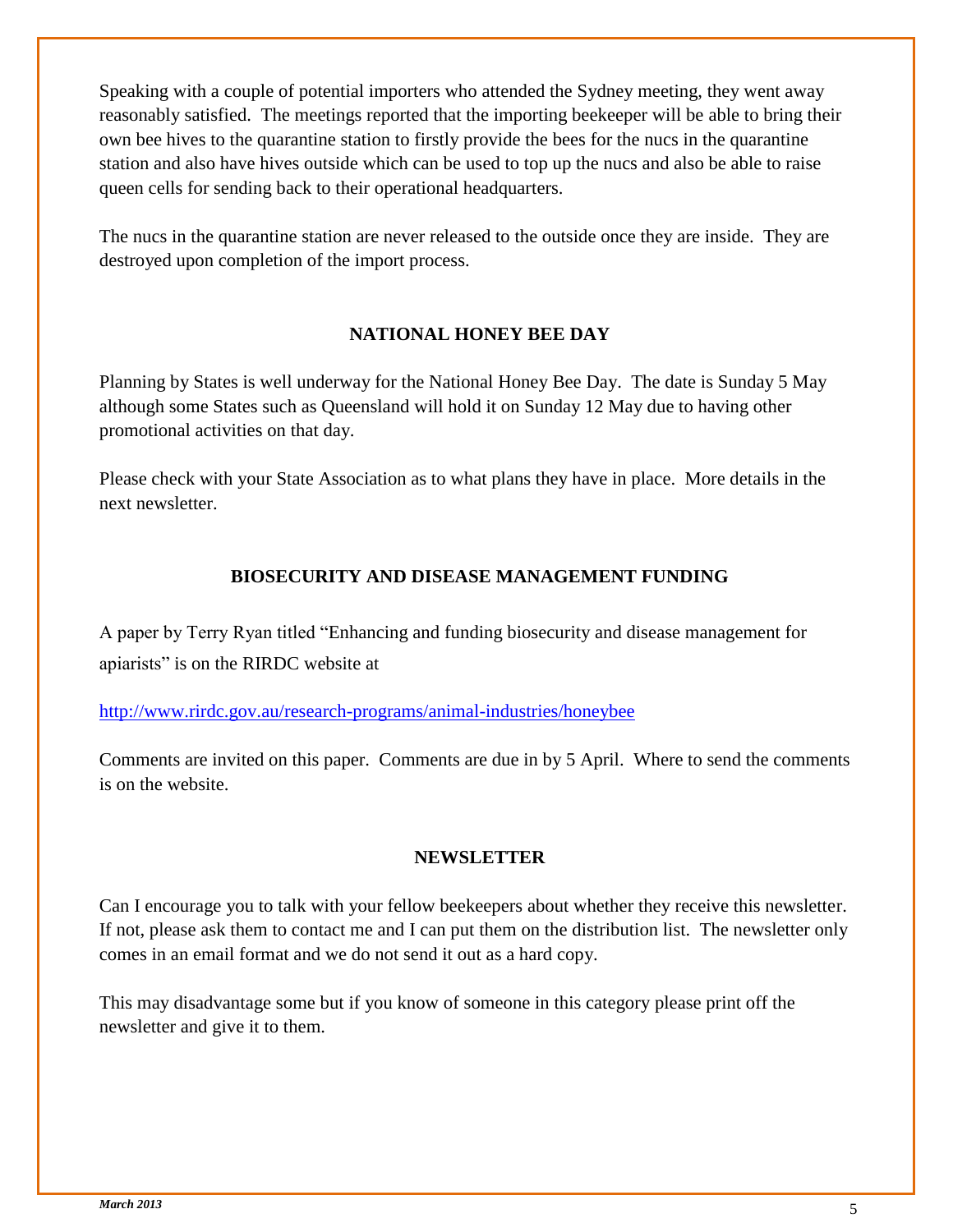Speaking with a couple of potential importers who attended the Sydney meeting, they went away reasonably satisfied. The meetings reported that the importing beekeeper will be able to bring their own bee hives to the quarantine station to firstly provide the bees for the nucs in the quarantine station and also have hives outside which can be used to top up the nucs and also be able to raise queen cells for sending back to their operational headquarters.

The nucs in the quarantine station are never released to the outside once they are inside. They are destroyed upon completion of the import process.

## NATIONAL HONEY BEE DAY

Planning by States is well underway for the National Honey Bee Day. The date is Sunday 5 May although some States such as Queensland will hold it on Sunday 12 May due to having other promotional activities on that day.

Please check with your State Association as to what plans they have in place. More details in the next newsletter.

## BIOSECURITY AND DISEASE MANAGEMENT FUNDING

A paper by Terry Ryan titled "Enhancing and funding biosecurity and disease management for apiarists" is on the RIRDC website at

http://www.rirdc.gov.au/research-programs/animal-industries/honeybee

Comments are invited on this paper. Comments are due in by 5 April. Where to send the comments is on the website.

## NEWSLETTER

Can I encourage you to talk with your fellow beekeepers about whether they receive this newsletter. If not, please ask them to contact me and I can put them on the distribution list. The newsletter only comes in an email format and we do not send it out as a hard copy.

This may disadvantage some but if you know of someone in this category please print off the newsletter and give it to them.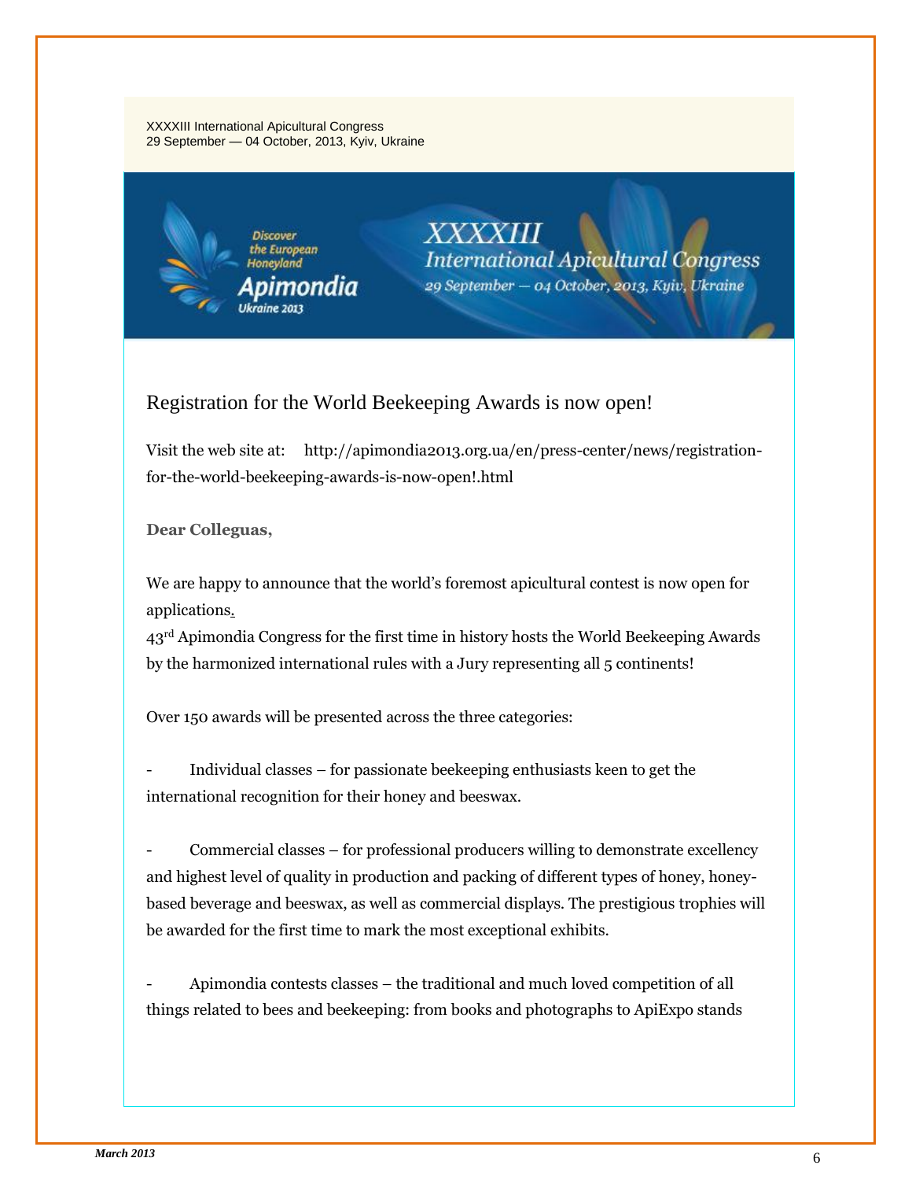XXXXIII International Apicultural Congress
29 September — 04 October, 2013, Kyiv, Ukraine

Discover the European Honeyland
Apimondia
Ukraine 2013

XXXXIII
International Apicultural Congress
29 September — 04 October, 2013, Kyiv, Ukraine

## Registration for the World Beekeeping Awards is now open!

Visit the web site at: http://apimondia2013.org.ua/en/press-center/news/registration-for-the-world-beekeeping-awards-is-now-open!.html

**Dear Colleguas,**

We are happy to announce that the world's foremost apicultural contest is now open for applications.
43rd Apimondia Congress for the first time in history hosts the World Beekeeping Awards by the harmonized international rules with a Jury representing all 5 continents!

Over 150 awards will be presented across the three categories:

- Individual classes – for passionate beekeeping enthusiasts keen to get the international recognition for their honey and beeswax.

- Commercial classes – for professional producers willing to demonstrate excellency and highest level of quality in production and packing of different types of honey, honey-based beverage and beeswax, as well as commercial displays. The prestigious trophies will be awarded for the first time to mark the most exceptional exhibits.

- Apimondia contests classes – the traditional and much loved competition of all things related to bees and beekeeping: from books and photographs to ApiExpo stands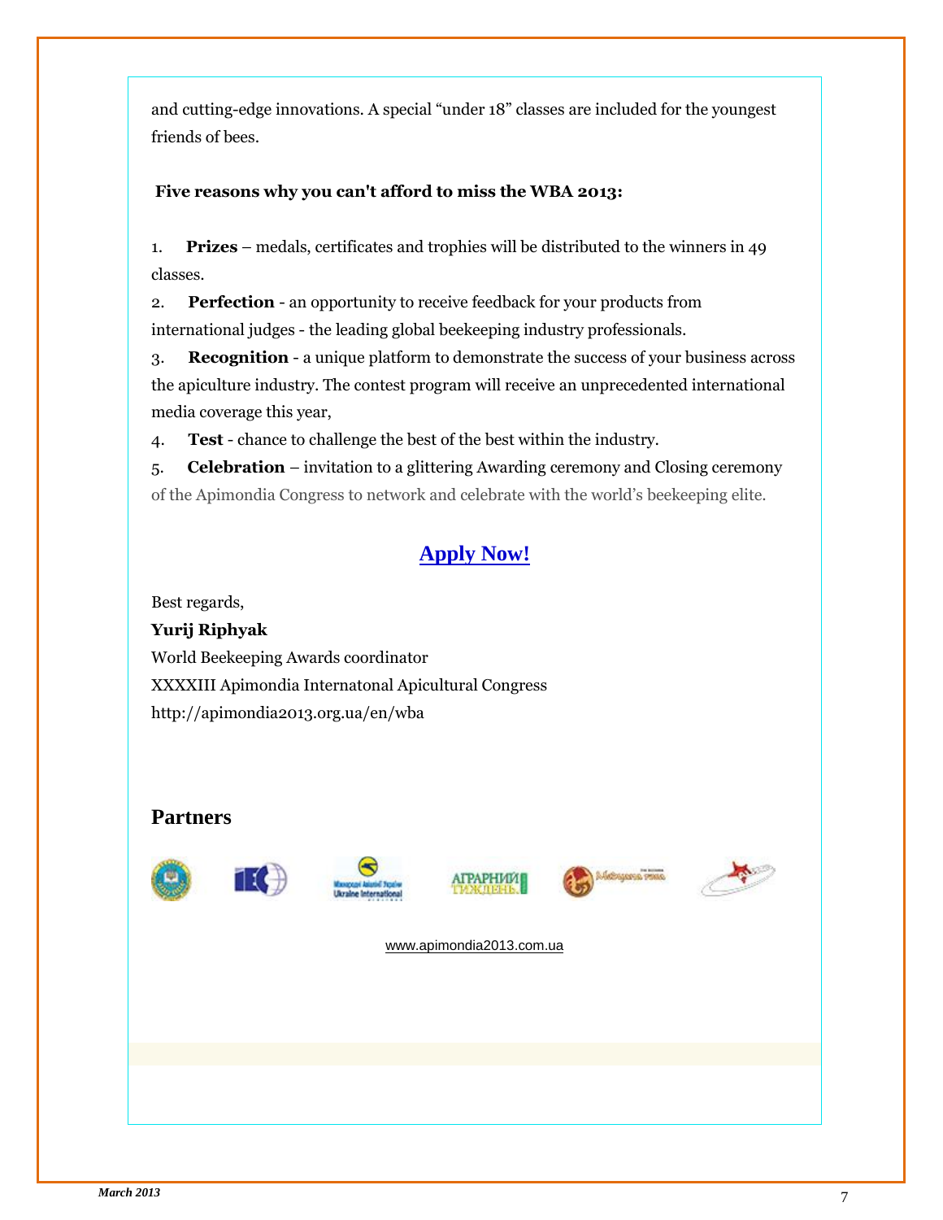and cutting-edge innovations. A special “under 18” classes are included for the youngest friends of bees.

**Five reasons why you can't afford to miss the WBA 2013:**

1. **Prizes** – medals, certificates and trophies will be distributed to the winners in 49 classes.
2. **Perfection** - an opportunity to receive feedback for your products from international judges - the leading global beekeeping industry professionals.
3. **Recognition** - a unique platform to demonstrate the success of your business across the apiculture industry. The contest program will receive an unprecedented international media coverage this year,
4. **Test** - chance to challenge the best of the best within the industry.
5. **Celebration** – invitation to a glittering Awarding ceremony and Closing ceremony of the Apimondia Congress to network and celebrate with the world’s beekeeping elite.

**Apply Now!**

Best regards,
**Yurij Riphyak**
World Beekeeping Awards coordinator
XXXXIII Apimondia Internatonal Apicultural Congress
http://apimondia2013.org.ua/en/wba

## Partners

www.apimondia2013.com.ua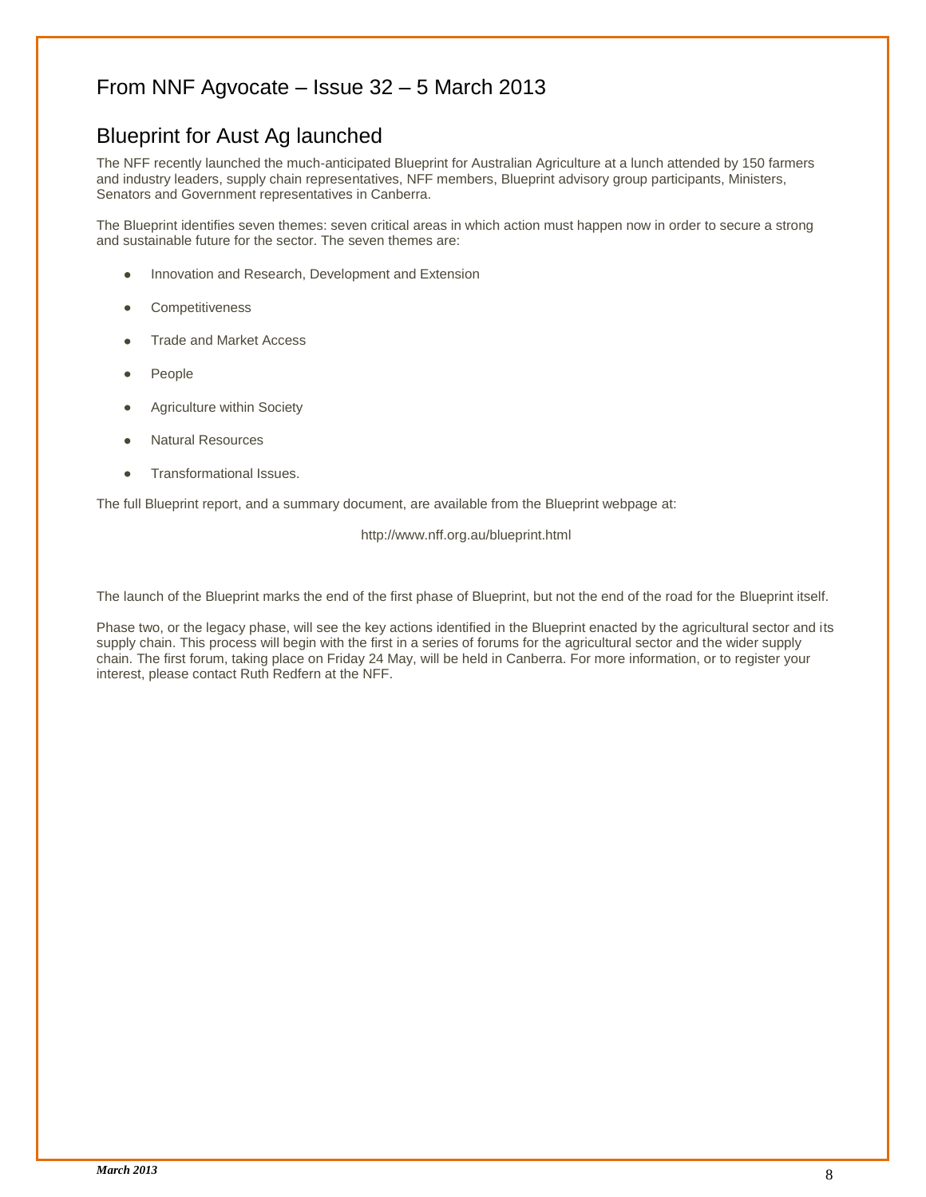## From NNF Agvocate – Issue 32 – 5 March 2013

## Blueprint for Aust Ag launched

The NFF recently launched the much-anticipated Blueprint for Australian Agriculture at a lunch attended by 150 farmers and industry leaders, supply chain representatives, NFF members, Blueprint advisory group participants, Ministers, Senators and Government representatives in Canberra.

The Blueprint identifies seven themes: seven critical areas in which action must happen now in order to secure a strong and sustainable future for the sector. The seven themes are:

- Innovation and Research, Development and Extension
- Competitiveness
- Trade and Market Access
- People
- Agriculture within Society
- Natural Resources
- Transformational Issues.

The full Blueprint report, and a summary document, are available from the Blueprint webpage at:

http://www.nff.org.au/blueprint.html

The launch of the Blueprint marks the end of the first phase of Blueprint, but not the end of the road for the Blueprint itself.

Phase two, or the legacy phase, will see the key actions identified in the Blueprint enacted by the agricultural sector and its supply chain. This process will begin with the first in a series of forums for the agricultural sector and the wider supply chain. The first forum, taking place on Friday 24 May, will be held in Canberra. For more information, or to register your interest, please contact Ruth Redfern at the NFF.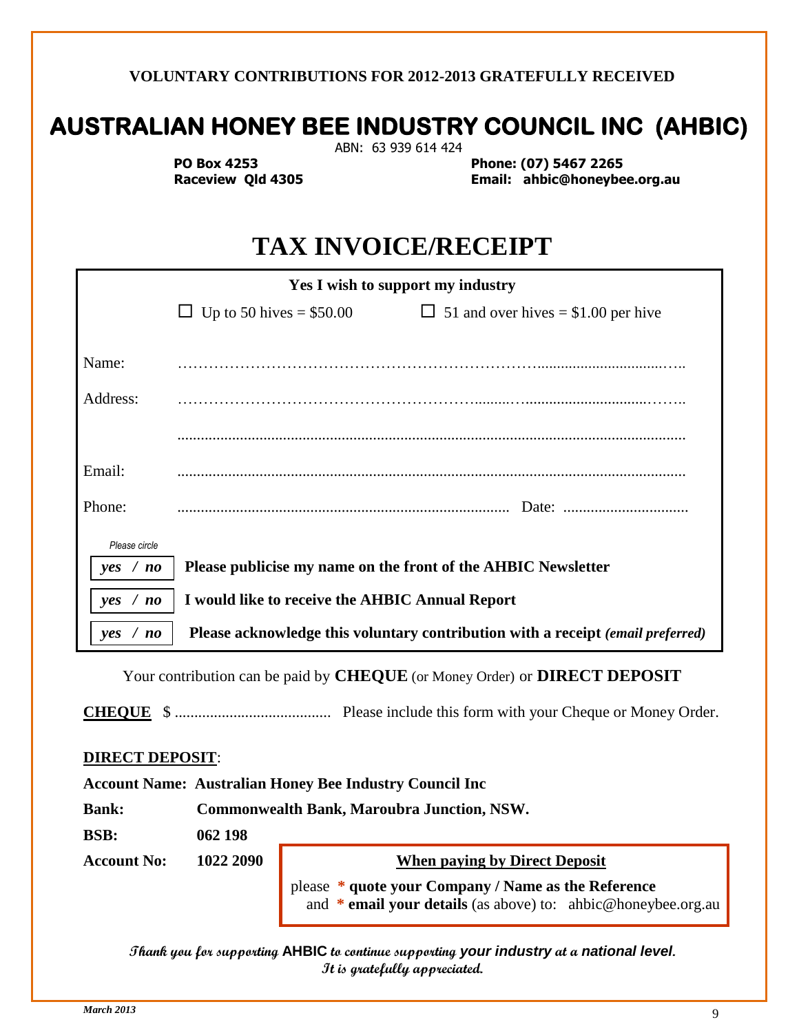**VOLUNTARY CONTRIBUTIONS FOR 2012-2013 GRATEFULLY RECEIVED**

# AUSTRALIAN HONEY BEE INDUSTRY COUNCIL INC (AHBIC)

ABN: 63 939 614 424

**PO Box 4253**
**Raceview Qld 4305**

**Phone: (07) 5467 2265**
**Email: ahbic@honeybee.org.au**

# TAX INVOICE/RECEIPT

**Yes I wish to support my industry**

☐ Up to 50 hives = $50.00 ☐ 51 and over hives = $1.00 per hive

Name: ……………………………………………………………………………………………

Address: ……………………………………………………………………………………………

……………………………………………………………………………………………

Email: ……………………………………………………………………………………………

Phone: …………………………………………………………… Date: ………………………

*Please circle*

| | |
|---|---|
| *yes / no* | **Please publicise my name on the front of the AHBIC Newsletter** |
| *yes / no* | **I would like to receive the AHBIC Annual Report** |
| *yes / no* | **Please acknowledge this voluntary contribution with a receipt** ***(email preferred)*** |

Your contribution can be paid by **CHEQUE** (or Money Order) or **DIRECT DEPOSIT**

**CHEQUE** $ ……………………………… Please include this form with your Cheque or Money Order.

**DIRECT DEPOSIT**:

**Account Name: Australian Honey Bee Industry Council Inc**

**Bank:** **Commonwealth Bank, Maroubra Junction, NSW.**

**BSB:** **062 198**

**Account No:** **1022 2090**

**When paying by Direct Deposit**

please * **quote your Company / Name as the Reference**
and * **email your details** (as above) to: ahbic@honeybee.org.au

***Thank you for supporting AHBIC to continue supporting your industry at a national level.***
***It is gratefully appreciated.***

*March 2013*